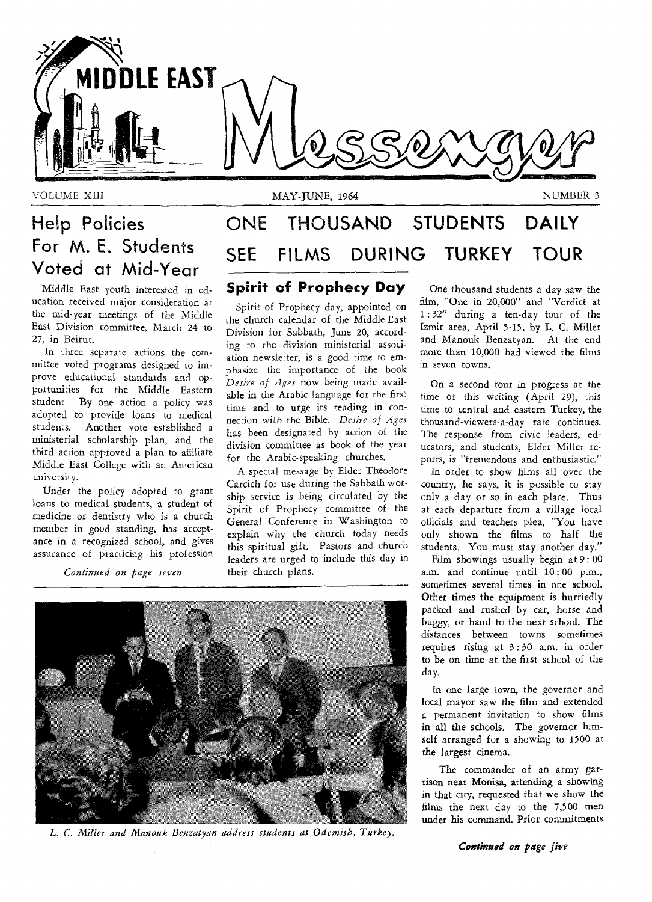# MIDDLE EAST Messenger

VOLUME XIII MAY-JUNE, 1964 NUMBER 3

# ONE THOUSAND STUDENTS DAILY SEE FILMS DURING TURKEY TOUR

## Help Policies For M. E. Students Voted at Mid-Year

Middle East youth interested in education received major consideration at the mid-year meetings of the Middle East Division committee, March 24 to 27, in Beirut.

In three separate actions the committee voted programs designed to improve educational standards and opportunities for the Middle Eastern student. By one action a policy was adopted to provide loans to medical students. Another vote established a ministerial scholarship plan, and the third action approved a plan to affiliate Middle East College with an American university.

Under the policy adopted to grant loans to medical students, a student of medicine or dentistry who is a church member in good standing, has acceptance in a recognized school, and gives assurance of practicing his profession

*Continued on page seven*

## Spirit of Prophecy Day

Spirit of Prophecy day, appointed on the church calendar of the Middle East Division for Sabbath, June 20, according to the division ministerial association newsletter, is a good time to emphasize the importance of the book *Desire of Ages* now being made available in the Arabic language for the first time and to urge its reading in connection with the Bible. *Desire of Ages* has been designated by action of the division committee as book of the year for the Arabic-speaking churches.

A special message by Elder Theodore Carcich for use during the Sabbath worship service is being circulated by the Spirit of Prophecy committee of the General Conference in Washington to explain why the church today needs this spiritual gift. Pastors and church leaders are urged to include this day in their church plans.

One thousand students a day saw the film, "One in 20,000" and "Verdict at 1:32" during a ten-day tour of the Izmir area, April 5-15, by L. C. Miller and Manouk Benzatyan. At the end more than 10,000 had viewed the films in seven towns.

On a second tour in progress at the time of this writing (April 29), this time to central and eastern Turkey, the thousand-viewers-a-day rate continues. The response from civic leaders, educators, and students, Elder Miller reports, is "tremendous and enthusiastic."

In order to show films all over the country, he says, it is possible to stay only a day or so in each place. Thus at each departure from a village local officials and teachers plea, "You have only shown the films to half the students. You must stay another day."

Film showings usually begin at 9:00 a.m. and continue until 10:00 p.m., sometimes several times in one school. Other times the equipment is hurriedly packed and rushed by car, horse and buggy, or hand to the next school. The distances between towns sometimes requires rising at 3:30 a.m. in order to be on time at the first school of the day.

In one large town, the governor and local mayor saw the film and extended a permanent invitation to show films in all the schools. The governor himself arranged for a showing to 1500 at the largest cinema.

The commander of an army garrison near Monisa, attending a showing in that city, requested that we show the films the next day to the 7,500 men under his command. Prior commitments

*Continued on page five*

*L. C. Miller and Manouk Benzatyan address students at Odemish, Turkey.*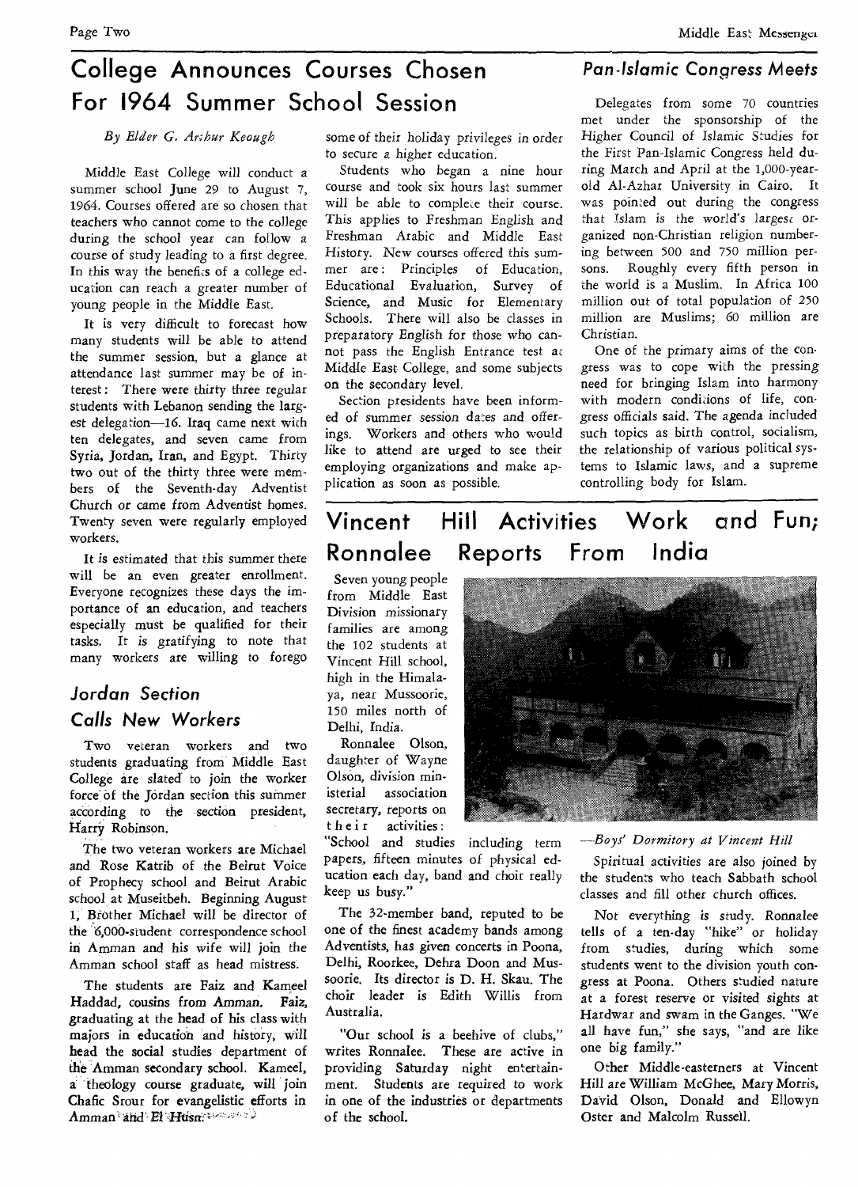# College Announces Courses Chosen For 1964 Summer School Session

*By Elder G. Arthur Keough*

Middle East College will conduct a summer school June 29 to August 7, 1964. Courses offered are so chosen that teachers who cannot come to the college during the school year can follow a course of study leading to a first degree. In this way the benefits of a college education can reach a greater number of young people in the Middle East.

It is very difficult to forecast how many students will be able to attend the summer session, but a glance at attendance last summer may be of interest: There were thirty three regular students with Lebanon sending the largest delegation—16. Iraq came next with ten delegates, and seven came from Syria, Jordan, Iran, and Egypt. Thirty two out of the thirty three were members of the Seventh-day Adventist Church or came from Adventist homes. Twenty seven were regularly employed workers.

It is estimated that this summer there will be an even greater enrollment. Everyone recognizes these days the importance of an education, and teachers especially must be qualified for their tasks. It is gratifying to note that many workers are willing to forego some of their holiday privileges in order to secure a higher education.

Students who began a nine hour course and took six hours last summer will be able to complete their course. This applies to Freshman English and Freshman Arabic and Middle East History. New courses offered this summer are: Principles of Education, Educational Evaluation, Survey of Science, and Music for Elementary Schools. There will also be classes in preparatory English for those who cannot pass the English Entrance test at Middle East College, and some subjects on the secondary level.

Section presidents have been informed of summer session dates and offerings. Workers and others who would like to attend are urged to see their employing organizations and make application as soon as possible.

## *Jordan Section Calls New Workers*

Two veteran workers and two students graduating from Middle East College are slated to join the worker force of the Jordan section this summer according to the section president, Harry Robinson.

The two veteran workers are Michael and Rose Katrib of the Beirut Voice of Prophecy school and Beirut Arabic school at Museitbeh. Beginning August 1, Brother Michael will be director of the 6,000-student correspondence school in Amman and his wife will join the Amman school staff as head mistress.

The students are Faiz and Kameel Haddad, cousins from Amman. Faiz, graduating at the head of his class with majors in education and history, will head the social studies department of the Amman secondary school. Kameel, a theology course graduate, will join Chafic Srour for evangelistic efforts in Amman and El Husn.

## *Pan-Islamic Congress Meets*

Delegates from some 70 countries met under the sponsorship of the Higher Council of Islamic Studies for the First Pan-Islamic Congress held during March and April at the 1,000-year-old Al-Azhar University in Cairo. It was pointed out during the congress that Islam is the world's largest organized non-Christian religion numbering between 500 and 750 million persons. Roughly every fifth person in the world is a Muslim. In Africa 100 million out of total population of 250 million are Muslims; 60 million are Christian.

One of the primary aims of the congress was to cope with the pressing need for bringing Islam into harmony with modern conditions of life, congress officials said. The agenda included such topics as birth control, socialism, the relationship of various political systems to Islamic laws, and a supreme controlling body for Islam.

# Vincent Hill Activities Work and Fun; Ronnalee Reports From India

Seven young people from Middle East Division missionary families are among the 102 students at Vincent Hill school, high in the Himalaya, near Mussoorie, 150 miles north of Delhi, India.

Ronnalee Olson, daughter of Wayne Olson, division ministerial association secretary, reports on their activities:

"School and studies including term papers, fifteen minutes of physical education each day, band and choir really keep us busy."

The 32-member band, reputed to be one of the finest academy bands among Adventists, has given concerts in Poona, Delhi, Roorkee, Dehra Doon and Mussoorie. Its director is D. H. Skau. The choir leader is Edith Willis from Australia.

"Our school is a beehive of clubs," writes Ronnalee. These are active in providing Saturday night entertainment. Students are required to work in one of the industries or departments of the school.

*—Boys' Dormitory at Vincent Hill*

Spiritual activities are also joined by the students who teach Sabbath school classes and fill other church offices.

Not everything is study. Ronnalee tells of a ten-day "hike" or holiday from studies, during which some students went to the division youth congress at Poona. Others studied nature at a forest reserve or visited sights at Hardwar and swam in the Ganges. "We all have fun," she says, "and are like one big family."

Other Middle-easterners at Vincent Hill are William McGhee, Mary Morris, David Olson, Donald and Ellowyn Oster and Malcolm Russell.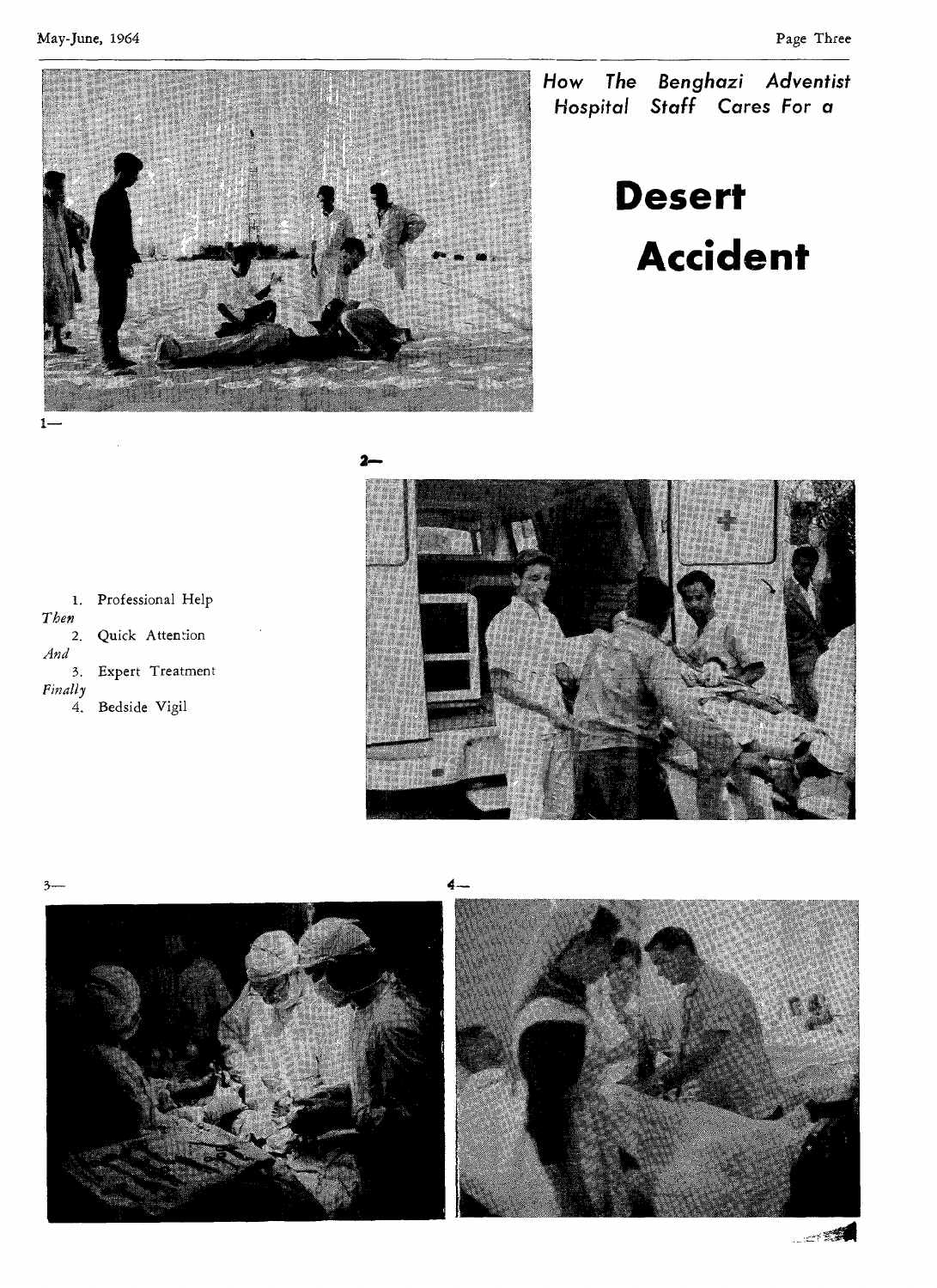*How The Benghazi Adventist Hospital Staff Cares For a*

# Desert Accident

1—

2—

1. Professional Help

*Then*

2. Quick Attention

*And*

3. Expert Treatment

*Finally*

4. Bedside Vigil

3—

4—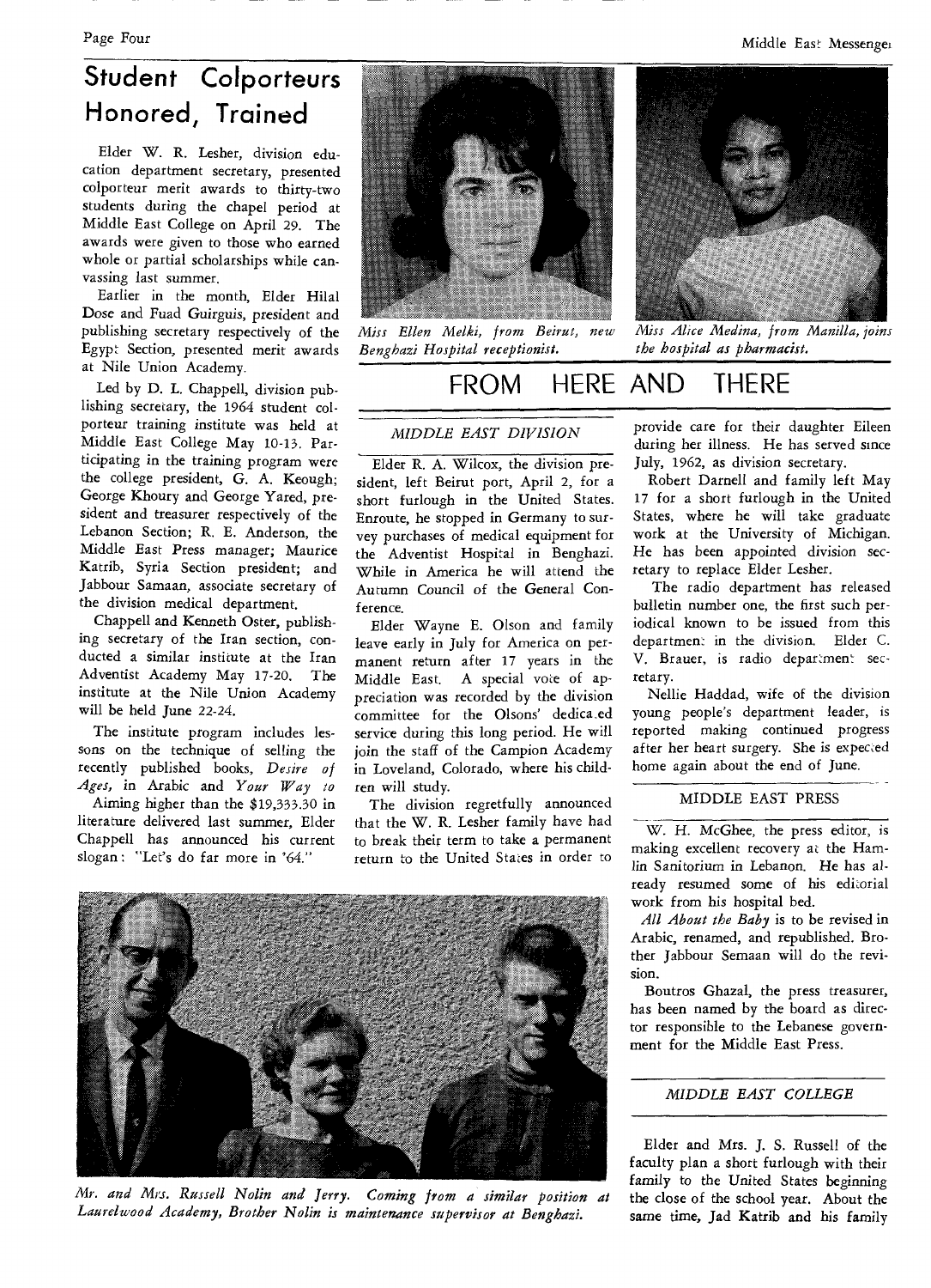# Student Colporteurs Honored, Trained

Elder W. R. Lesher, division education department secretary, presented colporteur merit awards to thirty-two students during the chapel period at Middle East College on April 29. The awards were given to those who earned whole or partial scholarships while canvassing last summer.

Earlier in the month, Elder Hilal Dose and Fuad Guirguis, president and publishing secretary respectively of the Egypt Section, presented merit awards at Nile Union Academy.

Led by D. L. Chappell, division publishing secretary, the 1964 student colporteur training institute was held at Middle East College May 10-13. Participating in the training program were the college president, G. A. Keough; George Khoury and George Yared, president and treasurer respectively of the Lebanon Section; R. E. Anderson, the Middle East Press manager; Maurice Katrib, Syria Section president; and Jabbour Samaan, associate secretary of the division medical department.

Chappell and Kenneth Oster, publishing secretary of the Iran section, conducted a similar institute at the Iran Adventist Academy May 17-20. The institute at the Nile Union Academy will be held June 22-24.

The institute program includes lessons on the technique of selling the recently published books, *Desire of Ages*, in Arabic and *Your Way to*

Aiming higher than the $19,333.30 in literature delivered last summer, Elder Chappell has announced his current slogan: "Let's do far more in '64."

*Miss Ellen Melki, from Beirut, new Benghazi Hospital receptionist.*

*Miss Alice Medina, from Manilla, joins the hospital as pharmacist.*

*Mr. and Mrs. Russell Nolin and Jerry. Coming from a similar position at Laurelwood Academy, Brother Nolin is maintenance supervisor at Benghazi.*

# FROM HERE AND THERE

### *MIDDLE EAST DIVISION*

Elder R. A. Wilcox, the division president, left Beirut port, April 2, for a short furlough in the United States. Enroute, he stopped in Germany to survey purchases of medical equipment for the Adventist Hospital in Benghazi. While in America he will attend the Autumn Council of the General Conference.

Elder Wayne E. Olson and family leave early in July for America on permanent return after 17 years in the Middle East. A special vote of appreciation was recorded by the division committee for the Olsons' dedicated service during this long period. He will join the staff of the Campion Academy in Loveland, Colorado, where his children will study.

The division regretfully announced that the W. R. Lesher family have had to break their term to take a permanent return to the United States in order to provide care for their daughter Eileen during her illness. He has served since July, 1962, as division secretary.

Robert Darnell and family left May 17 for a short furlough in the United States, where he will take graduate work at the University of Michigan. He has been appointed division secretary to replace Elder Lesher.

The radio department has released bulletin number one, the first such periodical known to be issued from this department in the division. Elder C. V. Brauer, is radio department secretary.

Nellie Haddad, wife of the division young people's department leader, is reported making continued progress after her heart surgery. She is expected home again about the end of June.

### MIDDLE EAST PRESS

W. H. McGhee, the press editor, is making excellent recovery at the Hamlin Sanitorium in Lebanon. He has already resumed some of his editorial work from his hospital bed.

*All About the Baby* is to be revised in Arabic, renamed, and republished. Brother Jabbour Semaan will do the revision.

Boutros Ghazal, the press treasurer, has been named by the board as director responsible to the Lebanese government for the Middle East Press.

### *MIDDLE EAST COLLEGE*

Elder and Mrs. J. S. Russell of the faculty plan a short furlough with their family to the United States beginning the close of the school year. About the same time, Jad Katrib and his family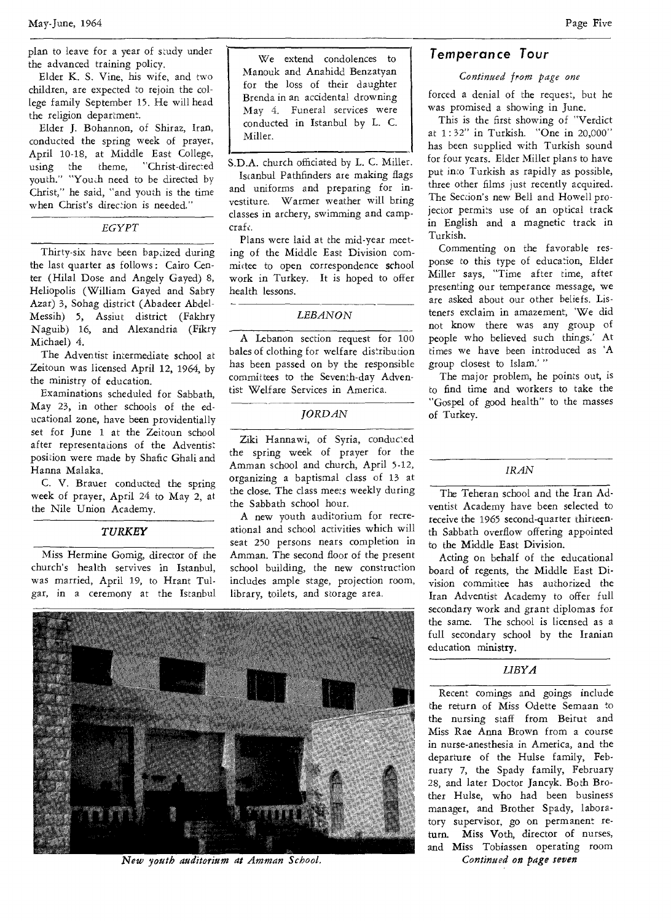plan to leave for a year of study under the advanced training policy.

Elder K. S. Vine, his wife, and two children, are expected to rejoin the college family September 15. He will head the religion department.

Elder J. Bohannon, of Shiraz, Iran, conducted the spring week of prayer, April 10-18, at Middle East College, using the theme, "Christ-directed youth." "Youth need to be directed by Christ," he said, "and youth is the time when Christ's direction is needed."

### *EGYPT*

Thirty-six have been baptized during the last quarter as follows: Cairo Center (Hilal Dose and Angely Gayed) 8, Heliopolis (William Gayed and Sabry Azar) 3, Sohag district (Abadeer Abdel-Messih) 5, Assiut district (Fakhry Naguib) 16, and Alexandria (Fikry Michael) 4.

The Adventist intermediate school at Zeitoun was licensed April 12, 1964, by the ministry of education.

Examinations scheduled for Sabbath, May 23, in other schools of the educational zone, have been providentially set for June 1 at the Zeitoun school after representations of the Adventist position were made by Shafic Ghali and Hanna Malaka.

C. V. Brauer conducted the spring week of prayer, April 24 to May 2, at the Nile Union Academy.

### *TURKEY*

Miss Hermine Gomig, director of the church's health servives in Istanbul, was married, April 19, to Hrant Tulgar, in a ceremony at the Istanbul S.D.A. church officiated by L. C. Miller.

> We extend condolences to Manouk and Anahidd Benzatyan for the loss of their daughter Brenda in an accidental drowning May 4. Funeral services were conducted in Istanbul by L. C. Miller.

Istanbul Pathfinders are making flags and uniforms and preparing for investiture. Warmer weather will bring classes in archery, swimming and campcraft.

Plans were laid at the mid-year meeting of the Middle East Division committee to open correspondence school work in Turkey. It is hoped to offer health lessons.

### *LEBANON*

A Lebanon section request for 100 bales of clothing for welfare distribution has been passed on by the responsible committees to the Seventh-day Adventist Welfare Services in America.

### *JORDAN*

Ziki Hannawi, of Syria, conducted the spring week of prayer for the Amman school and church, April 5-12, organizing a baptismal class of 13 at the close. The class meets weekly during the Sabbath school hour.

A new youth auditorium for recreational and school activities which will seat 250 persons nears completion in Amman. The second floor of the present school building, the new construction includes ample stage, projection room, library, toilets, and storage area.

*New youth auditorium at Amman School.*

## Temperance Tour

*Continued from page one*

forced a denial of the request, but he was promised a showing in June.

This is the first showing of "Verdict at 1:32" in Turkish. "One in 20,000" has been supplied with Turkish sound for four years. Elder Miller plans to have put into Turkish as rapidly as possible, three other films just recently acquired. The Section's new Bell and Howell projector permits use of an optical track in English and a magnetic track in Turkish.

Commenting on the favorable response to this type of education, Elder Miller says, "Time after time, after presenting our temperance message, we are asked about our other beliefs. Listeners exclaim in amazement, 'We did not know there was any group of people who believed such things.' At times we have been introduced as 'A group closest to Islam.'"

The major problem, he points out, is to find time and workers to take the "Gospel of good health" to the masses of Turkey.

### *IRAN*

The Teheran school and the Iran Adventist Academy have been selected to receive the 1965 second-quarter thirteenth Sabbath overflow offering appointed to the Middle East Division.

Acting on behalf of the educational board of regents, the Middle East Division committee has authorized the Iran Adventist Academy to offer full secondary work and grant diplomas for the same. The school is licensed as a full secondary school by the Iranian education ministry.

### *LIBYA*

Recent comings and goings include the return of Miss Odette Semaan to the nursing staff from Beirut and Miss Rae Anna Brown from a course in nurse-anesthesia in America, and the departure of the Hulse family, February 7, the Spady family, February 28, and later Doctor Jancyk. Both Brother Hulse, who had been business manager, and Brother Spady, laboratory supervisor, go on permanent return. Miss Voth, director of nurses, and Miss Tobiassen operating room

*Continued on page seven*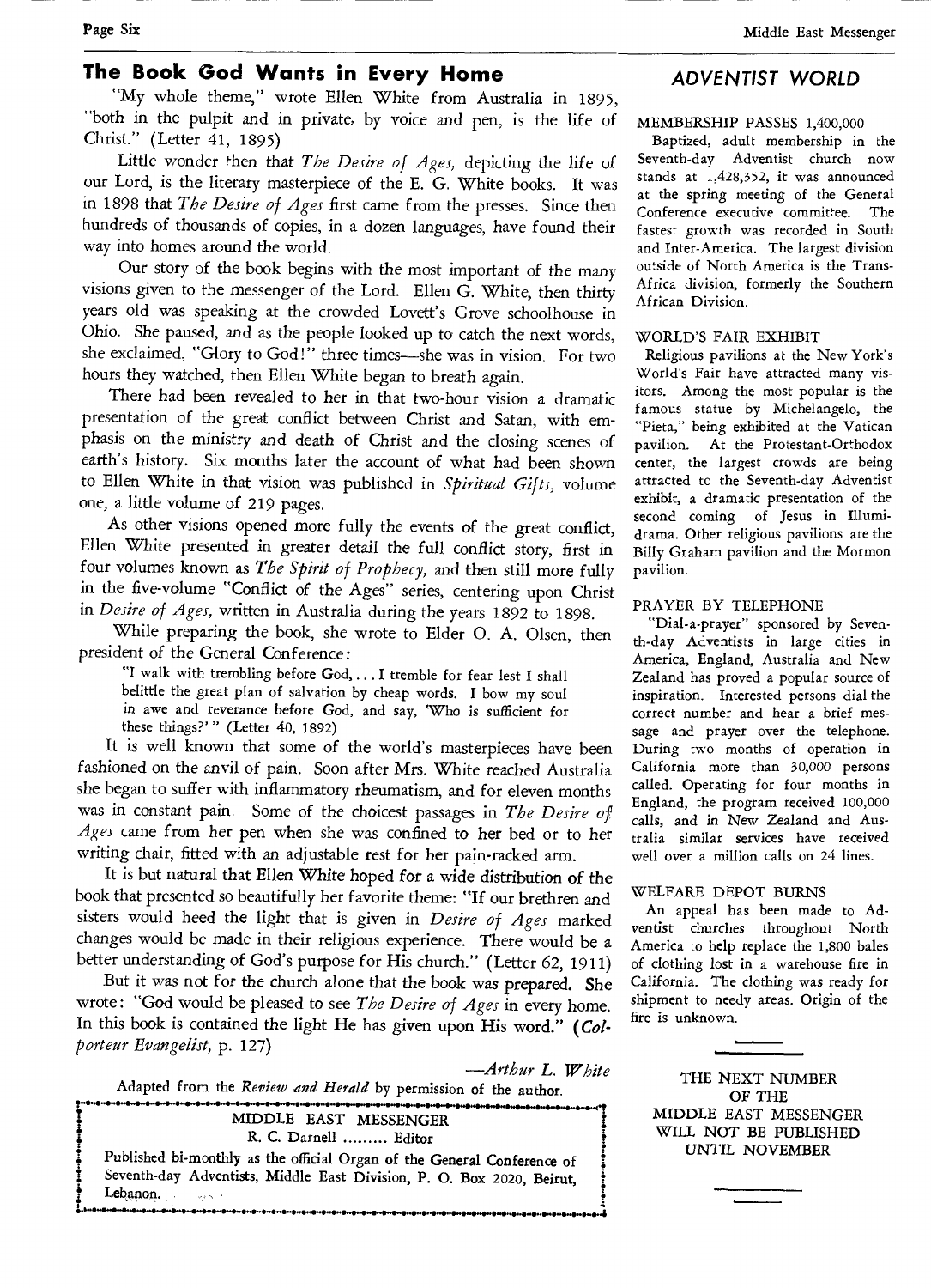## The Book God Wants in Every Home

"My whole theme," wrote Ellen White from Australia in 1895, "both in the pulpit and in private, by voice and pen, is the life of Christ." (Letter 41, 1895)

Little wonder then that *The Desire of Ages,* depicting the life of our Lord, is the literary masterpiece of the E. G. White books. It was in 1898 that *The Desire of Ages* first came from the presses. Since then hundreds of thousands of copies, in a dozen languages, have found their way into homes around the world.

Our story of the book begins with the most important of the many visions given to the messenger of the Lord. Ellen G. White, then thirty years old was speaking at the crowded Lovett's Grove schoolhouse in Ohio. She paused, and as the people looked up to catch the next words, she exclaimed, "Glory to God!" three times—she was in vision. For two hours they watched, then Ellen White began to breath again.

There had been revealed to her in that two-hour vision a dramatic presentation of the great conflict between Christ and Satan, with emphasis on the ministry and death of Christ and the closing scenes of earth's history. Six months later the account of what had been shown to Ellen White in that vision was published in *Spiritual Gifts,* volume one, a little volume of 219 pages.

As other visions opened more fully the events of the great conflict, Ellen White presented in greater detail the full conflict story, first in four volumes known as *The Spirit of Prophecy,* and then still more fully in the five-volume "Conflict of the Ages" series, centering upon Christ in *Desire of Ages,* written in Australia during the years 1892 to 1898.

While preparing the book, she wrote to Elder O. A. Olsen, then president of the General Conference:

> "I walk with trembling before God, . . . I tremble for fear lest I shall belittle the great plan of salvation by cheap words. I bow my soul in awe and reverance before God, and say, 'Who is sufficient for these things?' " (Letter 40, 1892)

It is well known that some of the world's masterpieces have been fashioned on the anvil of pain. Soon after Mrs. White reached Australia she began to suffer with inflammatory rheumatism, and for eleven months was in constant pain. Some of the choicest passages in *The Desire of Ages* came from her pen when she was confined to her bed or to her writing chair, fitted with an adjustable rest for her pain-racked arm.

It is but natural that Ellen White hoped for a wide distribution of the book that presented so beautifully her favorite theme: "If our brethren and sisters would heed the light that is given in *Desire of Ages* marked changes would be made in their religious experience. There would be a better understanding of God's purpose for His church." (Letter 62, 1911)

But it was not for the church alone that the book was prepared. She wrote: "God would be pleased to see *The Desire of Ages* in every home. In this book is contained the light He has given upon His word." (*Colporteur Evangelist,* p. 127)

—*Arthur L. White*

Adapted from the *Review and Herald* by permission of the author.

---

MIDDLE EAST MESSENGER
R. C. Darnell ......... Editor

Published bi-monthly as the official Organ of the General Conference of Seventh-day Adventists, Middle East Division, P. O. Box 2020, Beirut, Lebanon.

---

## ADVENTIST WORLD

### MEMBERSHIP PASSES 1,400,000

Baptized, adult membership in the Seventh-day Adventist church now stands at 1,428,352, it was announced at the spring meeting of the General Conference executive committee. The fastest growth was recorded in South and Inter-America. The largest division outside of North America is the Trans-Africa division, formerly the Southern African Division.

### WORLD'S FAIR EXHIBIT

Religious pavilions at the New York's World's Fair have attracted many visitors. Among the most popular is the famous statue by Michelangelo, the "Pieta," being exhibited at the Vatican pavilion. At the Protestant-Orthodox center, the largest crowds are being attracted to the Seventh-day Adventist exhibit, a dramatic presentation of the second coming of Jesus in Illumidrama. Other religious pavilions are the Billy Graham pavilion and the Mormon pavilion.

### PRAYER BY TELEPHONE

"Dial-a-prayer" sponsored by Seventh-day Adventists in large cities in America, England, Australia and New Zealand has proved a popular source of inspiration. Interested persons dial the correct number and hear a brief message and prayer over the telephone. During two months of operation in California more than 30,000 persons called. Operating for four months in England, the program received 100,000 calls, and in New Zealand and Australia similar services have received well over a million calls on 24 lines.

### WELFARE DEPOT BURNS

An appeal has been made to Adventist churches throughout North America to help replace the 1,800 bales of clothing lost in a warehouse fire in California. The clothing was ready for shipment to needy areas. Origin of the fire is unknown.

---

THE NEXT NUMBER
OF THE
MIDDLE EAST MESSENGER
WILL NOT BE PUBLISHED
UNTIL NOVEMBER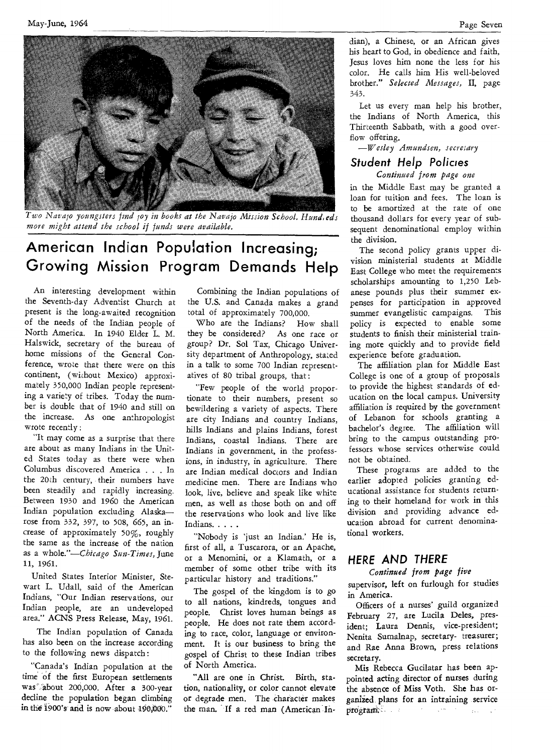*Two Navajo youngsters find joy in books at the Navajo Mission School. Hundreds more might attend the school if funds were available.*

# American Indian Population Increasing; Growing Mission Program Demands Help

An interesting development within the Seventh-day Adventist Church at present is the long-awaited recognition of the needs of the Indian people of North America. In 1940 Elder L. M. Halswick, secretary of the bureau of home missions of the General Conference, wrote that there were on this continent, (without Mexico) approximately 350,000 Indian people representing a variety of tribes. Today the number is double that of 1940 and still on the increase. As one anthropologist wrote recently:

"It may come as a surprise that there are about as many Indians in the United States today as there were when Columbus discovered America . . . In the 20th century, their numbers have been steadily and rapidly increasing. Between 1930 and 1960 the American Indian population excluding Alaska—rose from 332, 397, to 508, 665, an increase of approximately 50%, roughly the same as the increase of the nation as a whole."—*Chicago Sun-Times*, June 11, 1961.

United States Interior Minister, Stewart L. Udall, said of the American Indians, "Our Indian reservations, our Indian people, are an undeveloped area." ACNS Press Release, May, 1961.

The Indian population of Canada has also been on the increase according to the following news dispatch:

"Canada's Indian population at the time of the first European settlements was about 200,000. After a 300-year decline the population began climbing in the 1900's and is now about 190,000."

Combining the Indian populations of the U.S. and Canada makes a grand total of approximately 700,000.

Who are the Indians? How shall they be considered? As one race or group? Dr. Sol Tax, Chicago University department of Anthropology, stated in a talk to some 700 Indian representatives of 80 tribal groups, that:

"Few people of the world proportionate to their numbers, present so bewildering a variety of aspects. There are city Indians and country Indians, hills Indians and plains Indians, forest Indians, coastal Indians. There are Indians in government, in the professions, in industry, in agriculture. There are Indian medical doctors and Indian medicine men. There are Indians who look, live, believe and speak like white men, as well as those both on and off the reservations who look and live like Indians. . . . .

"Nobody is 'just an Indian.' He is, first of all, a Tuscarora, or an Apache, or a Menomini, or a Klamath, or a member of some other tribe with its particular history and traditions."

The gospel of the kingdom is to go to all nations, kindreds, tongues and people. Christ loves human beings as people. He does not rate them according to race, color, language or environment. It is our business to bring the gospel of Christ to these Indian tribes of North America.

"All are one in Christ. Birth, station, nationality, or color cannot elevate or degrade men. The character makes the man. If a red man (American Indian), a Chinese, or an African gives his heart to God, in obedience and faith, Jesus loves him none the less for his color. He calls him His well-beloved brother." *Selected Messages*, II, page 343.

Let us every man help his brother, the Indians of North America, this Thirteenth Sabbath, with a good overflow offering.

—*Wesley Amundsen, secretary*

## Student Help Policies

*Continued from page one*

in the Middle East may be granted a loan for tuition and fees. The loan is to be amortized at the rate of one thousand dollars for every year of subsequent denominational employ within the division.

The second policy grants upper division ministerial students at Middle East College who meet the requirements scholarships amounting to 1,250 Lebanese pounds plus their summer expenses for participation in approved summer evangelistic campaigns. This policy is expected to enable some students to finish their ministerial training more quickly and to provide field experience before graduation.

The affiliation plan for Middle East College is one of a group of proposals to provide the highest standards of education on the local campus. University affiliation is required by the government of Lebanon for schools granting a bachelor's degree. The affiliation will bring to the campus outstanding professors whose services otherwise could not be obtained.

These programs are added to the earlier adopted policies granting educational assistance for students returning to their homeland for work in this division and providing advance education abroad for current denominational workers.

## HERE AND THERE

*Continued from page five*

supervisor, left on furlough for studies in America.

Officers of a nurses' guild organized February 27, are Lucila Deles, president; Laura Dennis, vice-president; Nenita Sumalnap, secretary- treasurer; and Rae Anna Brown, press relations secretary.

Mis Rebecca Gucilatar has been appointed acting director of nurses during the absence of Miss Voth. She has organized plans for an intraining service program.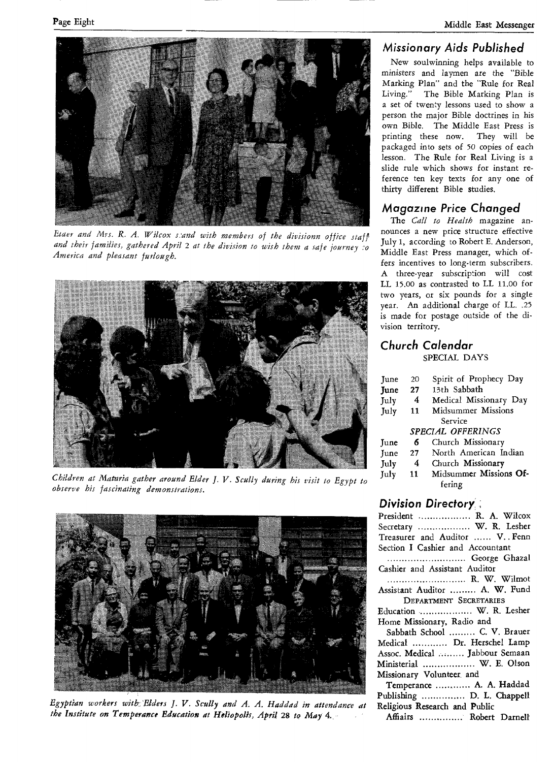Elder and Mrs. R. A. Wilcox stand with members of the divisionn office staff and their families, gathered April 2 at the division to wish them a safe journey to America and pleasant furlough.

Children at Matarìa gather around Elder J. V. Scully during his visit to Egypt to observe his fascinating demonstrations.

Egyptian workers with Elders J. V. Scully and A. A. Haddad in attendance at the Institute on Temperance Education at Heliopolis, April 28 to May 4.

## Missionary Aids Published

New soulwinning helps available to ministers and laymen are the "Bible Marking Plan" and the "Rule for Real Living." The Bible Marking Plan is a set of twenty lessons used to show a person the major Bible doctrines in his own Bible. The Middle East Press is printing these now. They will be packaged into sets of 50 copies of each lesson. The Rule for Real Living is a slide rule which shows for instant reference ten key texts for any one of thirty different Bible studies.

## Magazine Price Changed

The *Call to Health* magazine announces a new price structure effective July 1, according to Robert E. Anderson, Middle East Press manager, which offers incentives to long-term subscribers. A three-year subscription will cost LL 15.00 as contrasted to LL 11.00 for two years, or six pounds for a single year. An additional charge of LL .25 is made for postage outside of the division territory.

## Church Calendar

SPECIAL DAYS

| | | |
|---|---|---|
| June | 20 | Spirit of Prophecy Day |
| **June** | **27** | 13th Sabbath |
| July | 4 | Medical Missionary Day |
| July | 11 | Midsummer Missions Service |

*SPECIAL OFFERINGS*

| | | |
|---|---|---|
| June | 6 | Church Missionary |
| June | 27 | North American Indian |
| July | 4 | Church Missionary |
| July | 11 | Midsummer Missions Offering |

## Division Directory

President .................. R. A. Wilcox
Secretary .................. W. R. Lesher
Treasurer and Auditor ...... V. Fenn
Section I Cashier and Accountant
........................... George Ghazal
Cashier and Assistant Auditor
........................... R. W. Wilmot
Assistant Auditor ......... A. W. Fund

DEPARTMENT SECRETARIES

Education .................. W. R. Lesher
Home Missionary, Radio and
Sabbath School ......... C. V. Brauer
Medical ............ Dr. Herschel Lamp
Assoc. Medical ......... Jabbour Semaan
Ministerial .................. W. E. Olson
Missionary Volunteer and
Temperance ............ A. A. Haddad
Publishing ............... D. L. Chappell
Religious Research and Public
Affairs ............... Robert Darnell